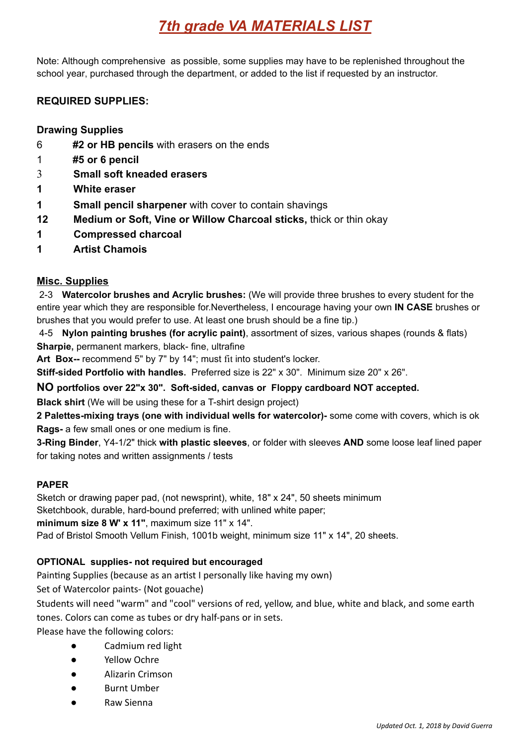# *7th grade VA MATERIALS LIST*

Note: Although comprehensive as possible, some supplies may have to be replenished throughout the school year, purchased through the department, or added to the list if requested by an instructor.

## REQUIRED SUPPLIES:

### Drawing Supplies

- 6 **#2 or HB pencils** with erasers on the ends
- 1 **#5 or 6 pencil**
- 3 **Small soft kneaded erasers**
- **1 White eraser**
- **1 Small pencil sharpener** with cover to contain shavings
- **12 Medium or Soft, Vine or Willow Charcoal sticks,** thick or thin okay
- **1 Compressed charcoal**
- **1 Artist Chamois**

### Misc. Supplies

2-3 **Watercolor brushes and Acrylic brushes:** (We will provide three brushes to every student for the entire year which they are responsible for.Nevertheless, I encourage having your own **IN CASE** brushes or brushes that you would prefer to use. At least one brush should be a fine tip.)

4-5 **Nylon painting brushes (for acrylic paint)**, assortment of sizes, various shapes (rounds & flats)

**Sharpie,** permanent markers, black- fine, ultrafine

**Art Box--** recommend 5" by 7" by 14"; must fit into student's locker.

**Stiff-sided Portfolio with handles.** Preferred size is 22" x 30". Minimum size 20" x 26".

**NO portfolios over 22"x 30". Soft-sided, canvas or Floppy cardboard NOT accepted.**

**Black shirt** (We will be using these for a T-shirt design project)

**2 Palettes-mixing trays (one with individual wells for watercolor)-** some come with covers, which is ok

**Rags-** a few small ones or one medium is fine.

**3-Ring Binder**, Y4-1/2" thick **with plastic sleeves**, or folder with sleeves **AND** some loose leaf lined paper for taking notes and written assignments / tests

### PAPER

Sketch or drawing paper pad, (not newsprint), white, 18" x 24", 50 sheets minimum

Sketchbook, durable, hard-bound preferred; with unlined white paper;

**minimum size 8 W' x 11"**, maximum size 11" x 14".

Pad of Bristol Smooth Vellum Finish, 1001b weight, minimum size 11" x 14", 20 sheets.

### OPTIONAL supplies- not required but encouraged

Painting Supplies (because as an artist I personally like having my own)

Set of Watercolor paints- (Not gouache)

Students will need "warm" and "cool" versions of red, yellow, and blue, white and black, and some earth tones. Colors can come as tubes or dry half-pans or in sets.

Please have the following colors:

- Cadmium red light
- Yellow Ochre
- Alizarin Crimson
- Burnt Umber
- Raw Sienna

*Updated Oct. 1, 2018 by David Guerra*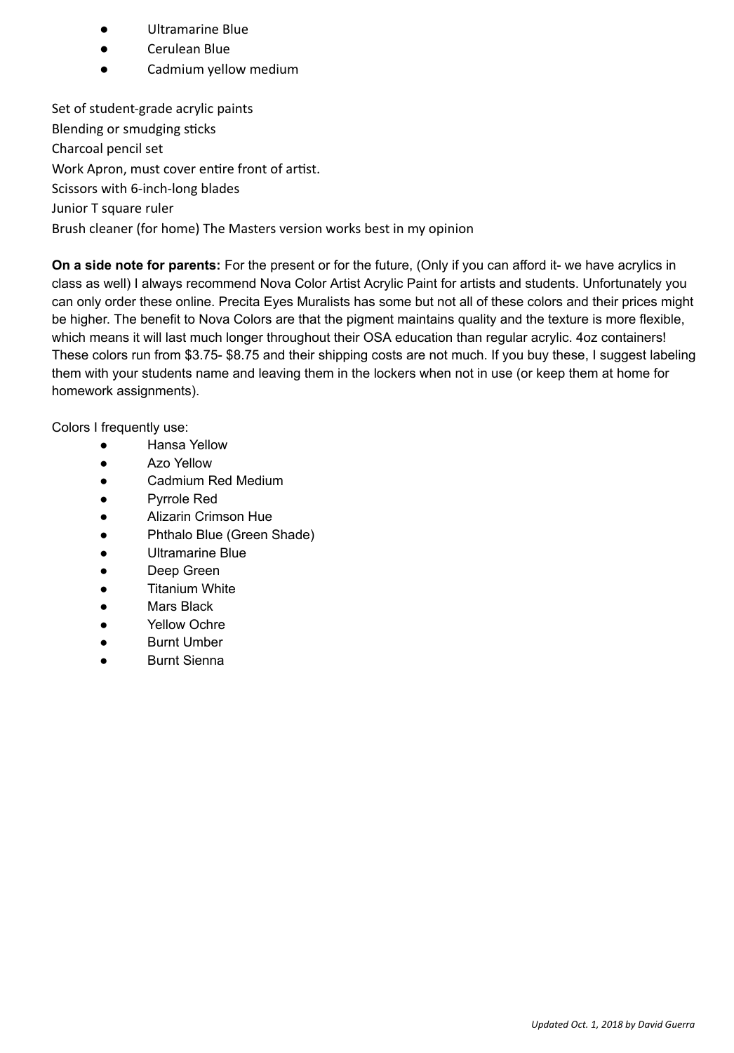- Ultramarine Blue
- Cerulean Blue
- Cadmium yellow medium

Set of student-grade acrylic paints
Blending or smudging sticks
Charcoal pencil set
Work Apron, must cover entire front of artist.
Scissors with 6-inch-long blades
Junior T square ruler
Brush cleaner (for home) The Masters version works best in my opinion

**On a side note for parents:** For the present or for the future, (Only if you can afford it- we have acrylics in class as well) I always recommend Nova Color Artist Acrylic Paint for artists and students. Unfortunately you can only order these online. Precita Eyes Muralists has some but not all of these colors and their prices might be higher. The benefit to Nova Colors are that the pigment maintains quality and the texture is more flexible, which means it will last much longer throughout their OSA education than regular acrylic. 4oz containers! These colors run from $3.75- $8.75 and their shipping costs are not much. If you buy these, I suggest labeling them with your students name and leaving them in the lockers when not in use (or keep them at home for homework assignments).

Colors I frequently use:

- Hansa Yellow
- Azo Yellow
- Cadmium Red Medium
- Pyrrole Red
- Alizarin Crimson Hue
- Phthalo Blue (Green Shade)
- Ultramarine Blue
- Deep Green
- Titanium White
- Mars Black
- Yellow Ochre
- Burnt Umber
- Burnt Sienna

*Updated Oct. 1, 2018 by David Guerra*